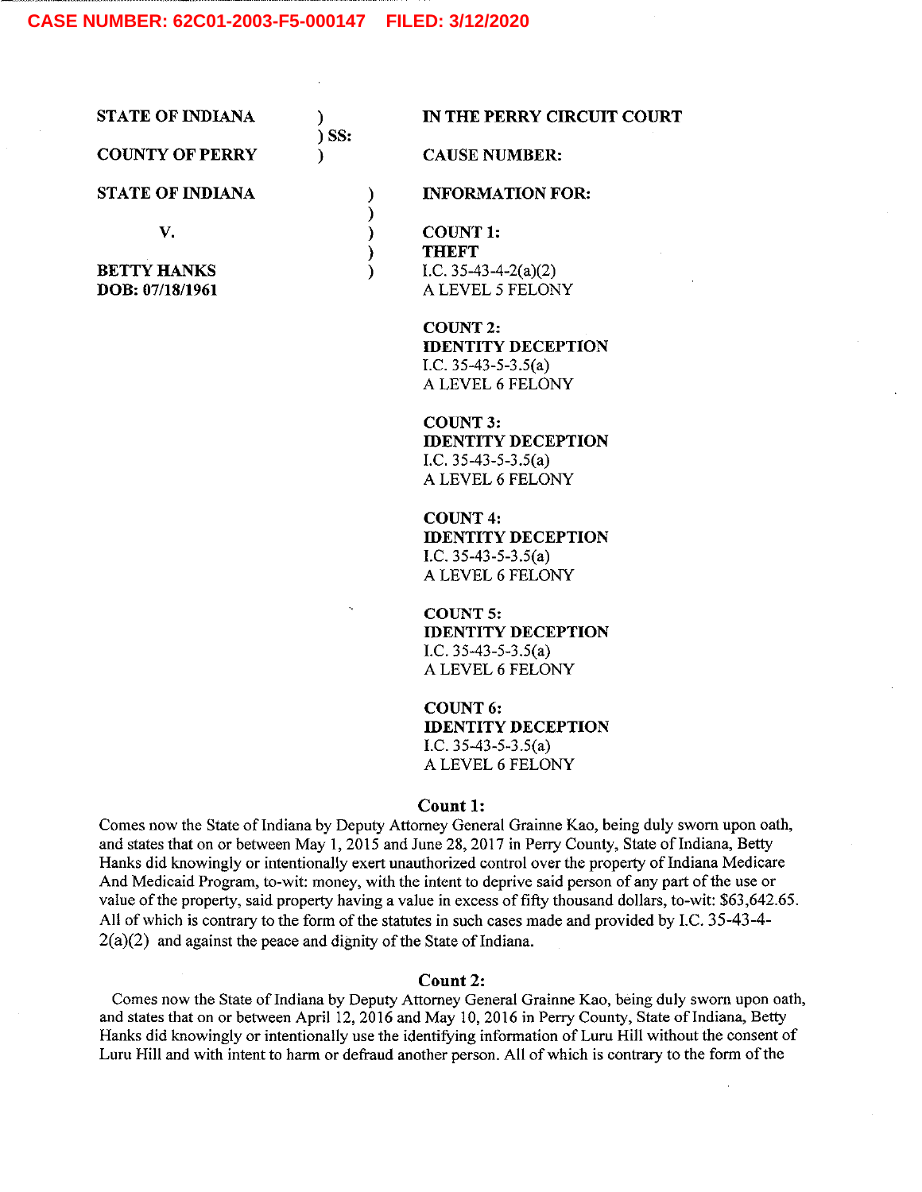**CASE NUMBER: 62C01-2003-F5-000147 FILED: 3/12/2020**

| | | |
|---|---|---|
| **STATE OF INDIANA** | ) | **IN THE PERRY CIRCUIT COURT** |
| | ) SS: | |
| **COUNTY OF PERRY** | ) | **CAUSE NUMBER:** |

| | | |
|---|---|---|
| **STATE OF INDIANA** | ) | **INFORMATION FOR:** |
| | ) | |
| **V.** | ) | **COUNT 1:** |
| | ) | **THEFT** |
| **BETTY HANKS** | ) | I.C. 35-43-4-2(a)(2) |
| **DOB: 07/18/1961** | | A LEVEL 5 FELONY |

**COUNT 2:**
**IDENTITY DECEPTION**
I.C. 35-43-5-3.5(a)
A LEVEL 6 FELONY

**COUNT 3:**
**IDENTITY DECEPTION**
I.C. 35-43-5-3.5(a)
A LEVEL 6 FELONY

**COUNT 4:**
**IDENTITY DECEPTION**
I.C. 35-43-5-3.5(a)
A LEVEL 6 FELONY

**COUNT 5:**
**IDENTITY DECEPTION**
I.C. 35-43-5-3.5(a)
A LEVEL 6 FELONY

**COUNT 6:**
**IDENTITY DECEPTION**
I.C. 35-43-5-3.5(a)
A LEVEL 6 FELONY

## Count 1:

Comes now the State of Indiana by Deputy Attorney General Grainne Kao, being duly sworn upon oath, and states that on or between May 1, 2015 and June 28, 2017 in Perry County, State of Indiana, Betty Hanks did knowingly or intentionally exert unauthorized control over the property of Indiana Medicare And Medicaid Program, to-wit: money, with the intent to deprive said person of any part of the use or value of the property, said property having a value in excess of fifty thousand dollars, to-wit: $63,642.65. All of which is contrary to the form of the statutes in such cases made and provided by I.C. 35-43-4-2(a)(2) and against the peace and dignity of the State of Indiana.

## Count 2:

Comes now the State of Indiana by Deputy Attorney General Grainne Kao, being duly sworn upon oath, and states that on or between April 12, 2016 and May 10, 2016 in Perry County, State of Indiana, Betty Hanks did knowingly or intentionally use the identifying information of Luru Hill without the consent of Luru Hill and with intent to harm or defraud another person. All of which is contrary to the form of the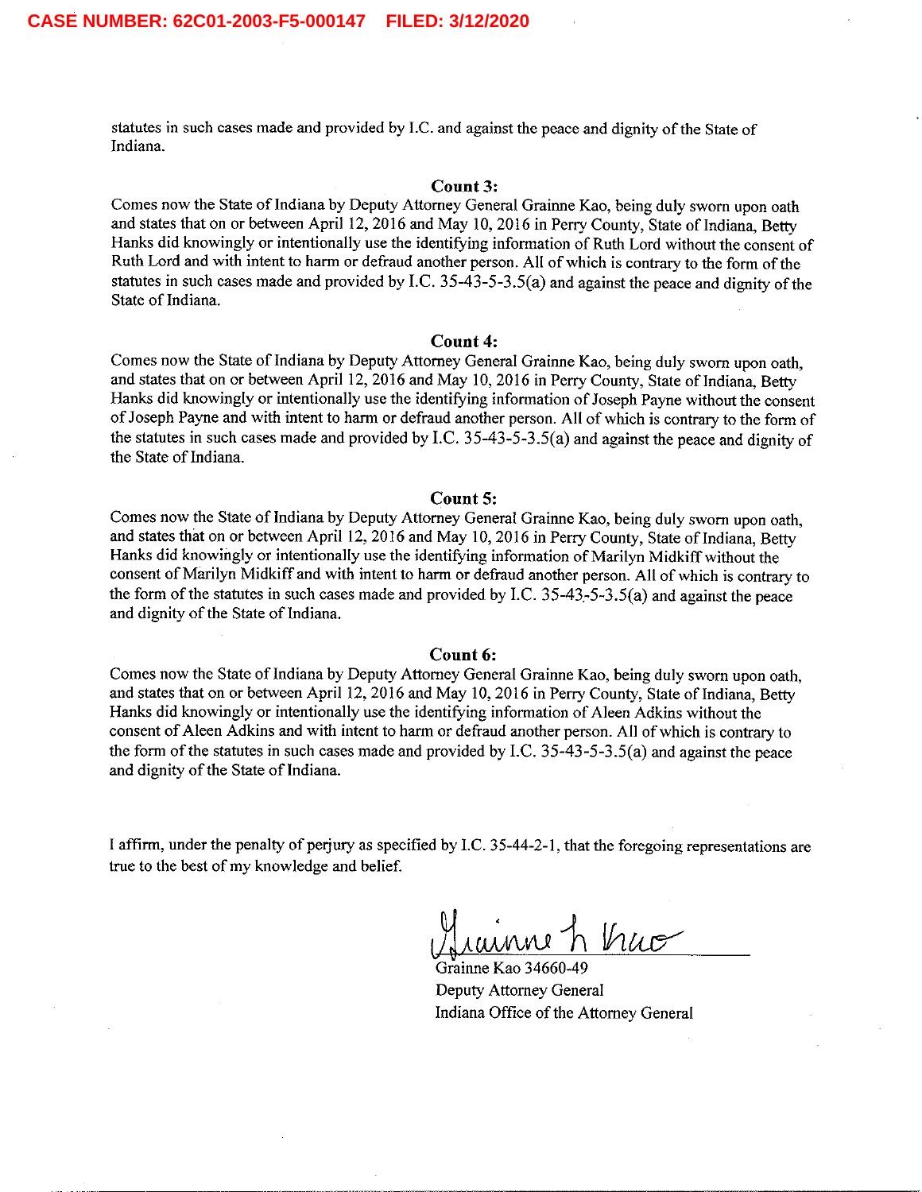CASE NUMBER: 62C01-2003-F5-000147 FILED: 3/12/2020

statutes in such cases made and provided by I.C. and against the peace and dignity of the State of Indiana.

**Count 3:**

Comes now the State of Indiana by Deputy Attorney General Grainne Kao, being duly sworn upon oath and states that on or between April 12, 2016 and May 10, 2016 in Perry County, State of Indiana, Betty Hanks did knowingly or intentionally use the identifying information of Ruth Lord without the consent of Ruth Lord and with intent to harm or defraud another person. All of which is contrary to the form of the statutes in such cases made and provided by I.C. 35-43-5-3.5(a) and against the peace and dignity of the State of Indiana.

**Count 4:**

Comes now the State of Indiana by Deputy Attorney General Grainne Kao, being duly sworn upon oath, and states that on or between April 12, 2016 and May 10, 2016 in Perry County, State of Indiana, Betty Hanks did knowingly or intentionally use the identifying information of Joseph Payne without the consent of Joseph Payne and with intent to harm or defraud another person. All of which is contrary to the form of the statutes in such cases made and provided by I.C. 35-43-5-3.5(a) and against the peace and dignity of the State of Indiana.

**Count 5:**

Comes now the State of Indiana by Deputy Attorney General Grainne Kao, being duly sworn upon oath, and states that on or between April 12, 2016 and May 10, 2016 in Perry County, State of Indiana, Betty Hanks did knowingly or intentionally use the identifying information of Marilyn Midkiff without the consent of Marilyn Midkiff and with intent to harm or defraud another person. All of which is contrary to the form of the statutes in such cases made and provided by I.C. 35-43-5-3.5(a) and against the peace and dignity of the State of Indiana.

**Count 6:**

Comes now the State of Indiana by Deputy Attorney General Grainne Kao, being duly sworn upon oath, and states that on or between April 12, 2016 and May 10, 2016 in Perry County, State of Indiana, Betty Hanks did knowingly or intentionally use the identifying information of Aleen Adkins without the consent of Aleen Adkins and with intent to harm or defraud another person. All of which is contrary to the form of the statutes in such cases made and provided by I.C. 35-43-5-3.5(a) and against the peace and dignity of the State of Indiana.

I affirm, under the penalty of perjury as specified by I.C. 35-44-2-1, that the foregoing representations are true to the best of my knowledge and belief.

Grainne Kao 34660-49
Deputy Attorney General
Indiana Office of the Attorney General